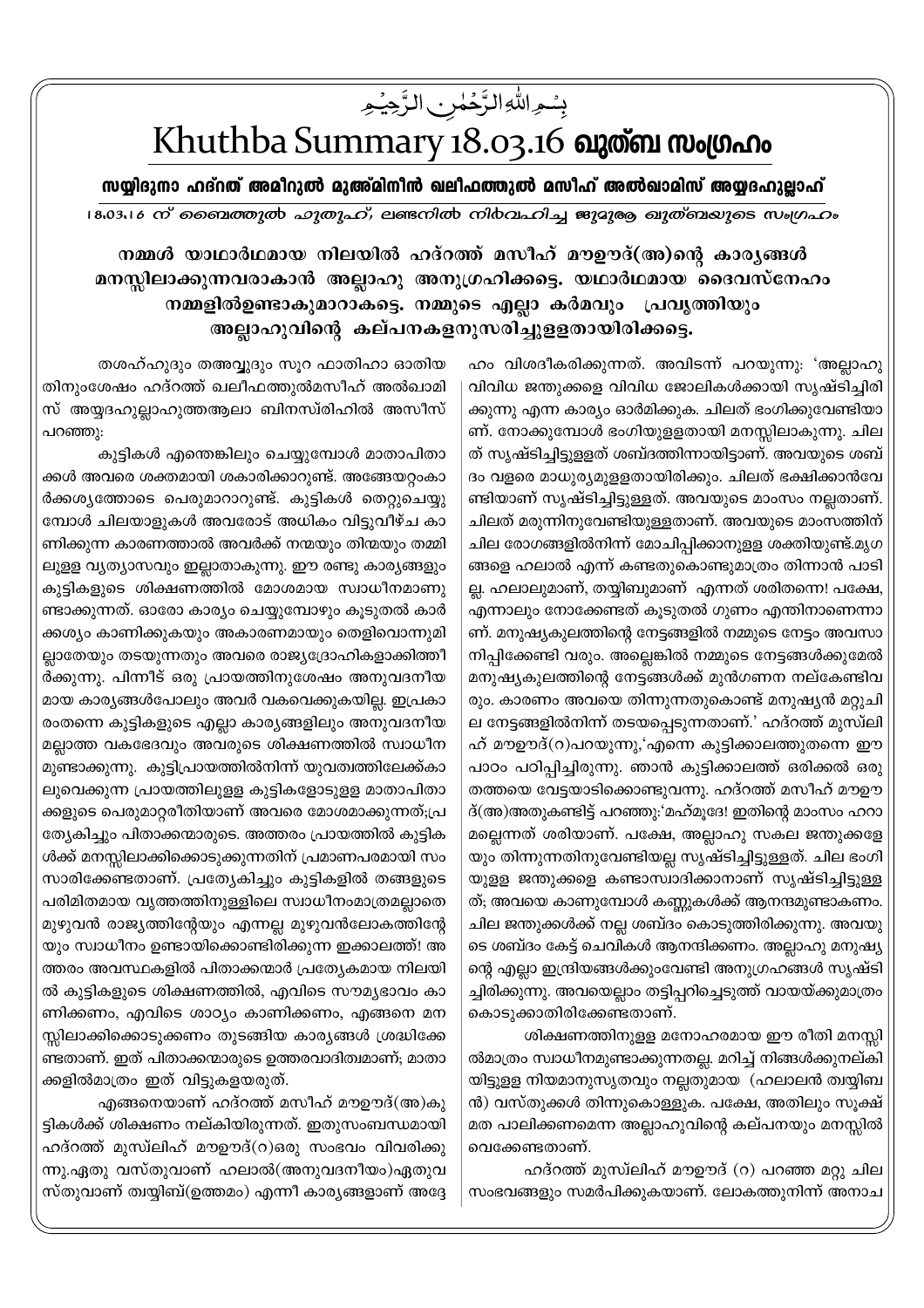بِسۡمِ اللّٰہِ الرَّحۡمٰنِ الرَّحِیۡمِ

# Khuthba Summary 18.03.16 ഖുത്ബ സംഗ്രഹം

## സയ്യിദുനാ ഹദ്റത് അമീറുൽ മുഅ്മിനീൻ ഖലീഫത്തുൽ മസീഹ് അൽഖാമിസ് അയ്യദഹുല്ലാഹ്

*18.03.16 ന് ബൈത്തുൽ ഫുതൂഹ്, ലണ്ടനിൽ നിർവഹിച്ച ജുമുആ ഖുത്ബയുടെ സംഗ്രഹം*

### നമ്മൾ യാഥാർഥമായ നിലയിൽ ഹദ്റത്ത് മസീഹ് മൗഊദ്(അ)ന്റെ കാര്യങ്ങൾ മനസ്സിലാക്കുന്നവരാകാൻ അല്ലാഹു അനുഗ്രഹിക്കട്ടെ. യഥാർഥമായ ദൈവസ്നേഹം നമ്മളിൽഉണ്ടാകുമാറാകട്ടെ. നമ്മുടെ എല്ലാ കർമവും പ്രവൃത്തിയും അല്ലാഹുവിന്റെ കല്പനകളനുസരിച്ചുള്ളതായിരിക്കട്ടെ.

തശഹ്ഹുദും തഅവ്വുദും സൂറ ഫാതിഹാ ഓതിയ തിനുംശേഷം ഹദ്റത്ത് ഖലീഫത്തുൽമസീഹ് അൽഖാമിസ് അയ്യദഹുല്ലാഹുത്തആലാ ബിനസ്രിഹിൽ അസീസ് പറഞ്ഞു:

കുട്ടികൾ എന്തെങ്കിലും ചെയ്യുമ്പോൾ മാതാപിതാക്കൾ അവരെ ശക്തമായി ശകാരിക്കാറുണ്ട്. അങ്ങേയറ്റംകാർക്കശ്യത്തോടെ പെരുമാറാറുണ്ട്. കുട്ടികൾ തെറ്റുചെയ്യുമ്പോൾ ചിലയാളുകൾ അവരോട് അധികം വിട്ടുവീഴ്ച കാണിക്കുന്ന കാരണത്താൽ അവർക്ക് നന്മയും തിന്മയും തമ്മിലുള്ള വ്യത്യാസവും ഇല്ലാതാകുന്നു. ഈ രണ്ടു കാര്യങ്ങളും കുട്ടികളുടെ ശിക്ഷണത്തിൽ മോശമായ സ്വാധീനമാണുണ്ടാക്കുന്നത്. ഓരോ കാര്യം ചെയ്യുമ്പോഴും കൂടുതൽ കാർക്കശ്യം കാണിക്കുകയും അകാരണമായും തെളിവൊന്നുമില്ലാതേയും തടയുന്നതും അവരെ രാജ്യദ്രോഹികളാക്കിത്തീർക്കുന്നു. പിന്നീട് ഒരു പ്രായത്തിനുശേഷം അനുവദനീയമായ കാര്യങ്ങൾപോലും അവർ വകവെക്കുകയില്ല. ഇപ്രകാരംതന്നെ കുട്ടികളുടെ എല്ലാ കാര്യങ്ങളിലും അനുവദനീയമല്ലാത്ത വകഭേദവും അവരുടെ ശിക്ഷണത്തിൽ സ്വാധീനമുണ്ടാക്കുന്നു. കുട്ടിപ്രായത്തിൽനിന്ന് യുവത്വത്തിലേക്ക്കാലുവെക്കുന്ന പ്രായത്തിലുള്ള കുട്ടികളോടുള്ള മാതാപിതാക്കളുടെ പെരുമാറ്റരീതിയാണ് അവരെ മോശമാക്കുന്നത്;പ്രത്യേകിച്ചും പിതാക്കന്മാരുടെ. അത്തരം പ്രായത്തിൽ കുട്ടികൾക്ക് മനസ്സിലാക്കിക്കൊടുക്കുന്നതിന് പ്രമാണപരമായി സംസാരിക്കേണ്ടതാണ്. പ്രത്യേകിച്ചും കുട്ടികളിൽ തങ്ങളുടെ പരിമിതമായ വൃത്തത്തിനുള്ളിലെ സ്വാധീനംമാത്രമല്ലാതെ മുഴുവൻ രാജ്യത്തിന്റേയും എന്നല്ല മുഴുവൻലോകത്തിന്റേയും സ്വാധീനം ഉണ്ടായിക്കൊണ്ടിരിക്കുന്ന ഇക്കാലത്ത്! അത്തരം അവസ്ഥകളിൽ പിതാക്കന്മാർ പ്രത്യേകമായ നിലയിൽ കുട്ടികളുടെ ശിക്ഷണത്തിൽ, എവിടെ സൗമ്യഭാവം കാണിക്കണം, എവിടെ ശാഠ്യം കാണിക്കണം, എങ്ങനെ മനസ്സിലാക്കിക്കൊടുക്കണം തുടങ്ങിയ കാര്യങ്ങൾ ശ്രദ്ധിക്കേണ്ടതാണ്. ഇത് പിതാക്കന്മാരുടെ ഉത്തരവാദിത്വമാണ്; മാതാക്കളിൽമാത്രം ഇത് വിട്ടുകളയരുത്.

എങ്ങനെയാണ് ഹദ്റത്ത് മസീഹ് മൗഊദ്(അ)കുട്ടികൾക്ക് ശിക്ഷണം നല്കിയിരുന്നത്. ഇതുസംബന്ധമായി ഹദ്റത്ത് മുസ്‌ലിഹ് മൗഊദ്(റ)ഒരു സംഭവം വിവരിക്കുന്നു.ഏതു വസ്തുവാണ് ഹലാൽ(അനുവദനീയം)ഏതുവസ്തുവാണ് ത്വയ്യിബ്(ഉത്തമം) എന്നീ കാര്യങ്ങളാണ് അദ്ദേഹം വിശദീകരിക്കുന്നത്. അവിടന്ന് പറയുന്നു: 'അല്ലാഹു വിവിധ ജന്തുക്കളെ വിവിധ ജോലികൾക്കായി സൃഷ്ടിച്ചിരിക്കുന്നു എന്ന കാര്യം ഓർമിക്കുക. ചിലത് ഭംഗിക്കുവേണ്ടിയാണ്. നോക്കുമ്പോൾ ഭംഗിയുള്ളതായി മനസ്സിലാകുന്നു. ചിലത് സൃഷ്ടിച്ചിട്ടുള്ളത് ശബ്ദത്തിന്നായിട്ടാണ്. അവയുടെ ശബ്ദം വളരെ മാധുര്യമുള്ളതായിരിക്കും. ചിലത് ഭക്ഷിക്കാൻവേണ്ടിയാണ് സൃഷ്ടിച്ചിട്ടുള്ളത്. അവയുടെ മാംസം നല്ലതാണ്. ചിലത് മരുന്നിനുവേണ്ടിയുള്ളതാണ്. അവയുടെ മാംസത്തിന് ചില രോഗങ്ങളിൽനിന്ന് മോചിപ്പിക്കാനുള്ള ശക്തിയുണ്ട്.മൃഗങ്ങളെ ഹലാൽ എന്ന് കണ്ടതുകൊണ്ടുമാത്രം തിന്നാൻ പാടില്ല. ഹലാലുമാണ്, തയ്യിബുമാണ് എന്നത് ശരിതന്നെ! പക്ഷേ, എന്നാലും നോക്കേണ്ടത് കൂടുതൽ ഗുണം എന്തിനാണെന്നാണ്. മനുഷ്യകുലത്തിന്റെ നേട്ടങ്ങളിൽ നമ്മുടെ നേട്ടം അവസാനിപ്പിക്കേണ്ടി വരും. അല്ലെങ്കിൽ നമ്മുടെ നേട്ടങ്ങൾക്കുമേൽ മനുഷ്യകുലത്തിന്റെ നേട്ടങ്ങൾക്ക് മുൻഗണന നല്കേണ്ടിവരും. കാരണം അവയെ തിന്നുന്നതുകൊണ്ട് മനുഷ്യൻ മറ്റുചില നേട്ടങ്ങളിൽനിന്ന് തടയപ്പെടുന്നതാണ്.' ഹദ്റത്ത് മുസ്‌ലിഹ് മൗഊദ്(റ)പറയുന്നു,'എന്നെ കുട്ടിക്കാലത്തുതന്നെ ഈ പാഠം പഠിപ്പിച്ചിരുന്നു. ഞാൻ കുട്ടിക്കാലത്ത് ഒരിക്കൽ ഒരു തത്തയെ വേട്ടയാടിക്കൊണ്ടുവന്നു. ഹദ്റത്ത് മസീഹ് മൗഊദ്(അ)അതുകണ്ടിട്ട് പറഞ്ഞു:'മഹ്മൂദേ! ഇതിന്റെ മാംസം ഹറാമല്ലെന്നത് ശരിയാണ്. പക്ഷേ, അല്ലാഹു സകല ജന്തുക്കളേയും തിന്നുന്നതിനുവേണ്ടിയല്ല സൃഷ്ടിച്ചിട്ടുള്ളത്. ചില ഭംഗിയുള്ള ജന്തുക്കളെ കണ്ടാസ്വാദിക്കാനാണ് സൃഷ്ടിച്ചിട്ടുള്ളത്; അവയെ കാണുമ്പോൾ കണ്ണുകൾക്ക് ആനന്ദമുണ്ടാകണം. ചില ജന്തുക്കൾക്ക് നല്ല ശബ്ദം കൊടുത്തിരിക്കുന്നു. അവയുടെ ശബ്ദം കേട്ട് ചെവികൾ ആനന്ദിക്കണം. അല്ലാഹു മനുഷ്യന്റെ എല്ലാ ഇന്ദ്രിയങ്ങൾക്കുംവേണ്ടി അനുഗ്രഹങ്ങൾ സൃഷ്ടിച്ചിരിക്കുന്നു. അവയെല്ലാം തട്ടിപ്പറിച്ചെടുത്ത് വായയ്ക്കുമാത്രം കൊടുക്കാതിരിക്കേണ്ടതാണ്.

ശിക്ഷണത്തിനുള്ള മനോഹരമായ ഈ രീതി മനസ്സിൽമാത്രം സ്വാധീനമുണ്ടാക്കുന്നതല്ല. മറിച്ച് നിങ്ങൾക്കുനല്കിയിട്ടുള്ള നിയമാനുസൃതവും നല്ലതുമായ (ഹലാലൻ ത്വയ്യിബൻ) വസ്തുക്കൾ തിന്നുകൊള്ളുക. പക്ഷേ, അതിലും സൂക്ഷ്മത പാലിക്കണമെന്ന അല്ലാഹുവിന്റെ കല്പനയും മനസ്സിൽ വെക്കേണ്ടതാണ്.

ഹദ്റത്ത് മുസ്‌ലിഹ് മൗഊദ് (റ) പറഞ്ഞ മറ്റു ചില സംഭവങ്ങളും സമർപ്പിക്കുകയാണ്. ലോകത്തുനിന്ന് അനാച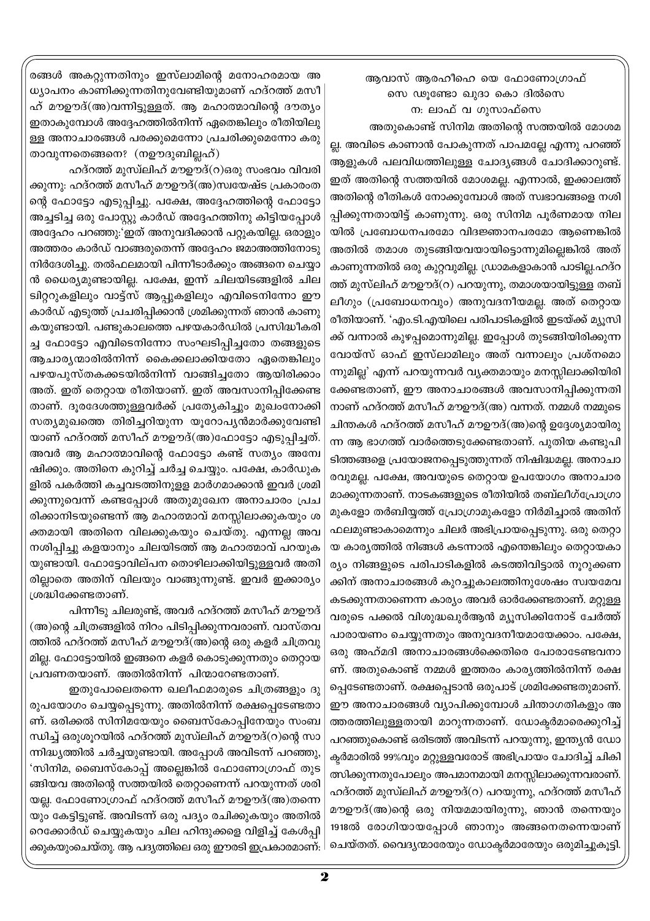രങ്ങൾ അകറ്റുന്നതിനും ഇസ്‌ലാമിന്റെ മനോഹരമായ അ ധ്യാപനം കാണിക്കുന്നതിനുവേണ്ടിയുമാണ് ഹദ്‌റത്ത് മസീഹ് മൗഊദ്(അ)വന്നിട്ടുള്ളത്. ആ മഹാത്മാവിന്റെ ദൗത്യം ഇതാകുമ്പോൾ അദ്ദേഹത്തിൽനിന്ന് ഏതെങ്കിലും രീതിയിലുള്ള അനാചാരങ്ങൾ പരക്കുമെന്നോ പ്രചരിക്കുമെന്നോ കരുതാവുന്നതെങ്ങനെ? (നഊദുബില്ലാഹ്)

ഹദ്‌റത്ത് മുസ്‌ലിഹ് മൗഊദ്(റ)ഒരു സംഭവം വിവരിക്കുന്നു: ഹദ്‌റത്ത് മസീഹ് മൗഊദ്(അ)സ്വയേഷ്ട പ്രകാരംതന്റെ ഫോട്ടോ എടുപ്പിച്ചു. പക്ഷേ, അദ്ദേഹത്തിന്റെ ഫോട്ടോ അച്ചടിച്ച ഒരു പോസ്റ്റു കാർഡ് അദ്ദേഹത്തിനു കിട്ടിയപ്പോൾ അദ്ദേഹം പറഞ്ഞു:'ഇത് അനുവദിക്കാൻ പറ്റുകയില്ല. ഒരാളും അത്തരം കാർഡ് വാങ്ങരുതെന്ന് അദ്ദേഹം ജമാഅത്തിനോടു നിർദേശിച്ചു. തൽഫലമായി പിന്നീടാർക്കും അങ്ങനെ ചെയ്യാൻ ധൈര്യമുണ്ടായില്ല. പക്ഷേ, ഇന്ന് ചിലയിടങ്ങളിൽ ചില ടിVറുകളിലും വാട്ട്സ് ആപ്പുകളിലും എവിടെനിന്നോ ഈ കാർഡ് എടുത്ത് പ്രചരിപ്പിക്കാൻ ശ്രമിക്കുന്നത് ഞാൻ കാണുകയുണ്ടായി. പണ്ടുകാലത്തെ പഴയകാർഡിൽ പ്രസിദ്ധീകരിച്ച ഫോട്ടോ എവിടെനിന്നോ സംഘടിപ്പിച്ചതോ തങ്ങളുടെ ആചാര്യന്മാരിൽനിന്ന് കൈക്കലാക്കിയതോ ഏതെങ്കിലും പഴയപുസ്തകക്കടയിൽനിന്ന് വാങ്ങിച്ചതോ ആയിരിക്കാം അത്. ഇത് തെറ്റായ രീതിയാണ്. ഇത് അവസാനിപ്പിക്കേണ്ടതാണ്. ദൂരദേശത്തുള്ളവർക്ക് പ്രത്യേകിച്ചും മുഖംനോക്കി സത്യമുഖത്തെ തിരിച്ചറിയുന്ന യൂറോപ്യൻമാർക്കുവേണ്ടിയാണ് ഹദ്‌റത്ത് മസീഹ് മൗഊദ്(അ)ഫോട്ടോ എടുപ്പിച്ചത്. അവർ ആ മഹാത്മാവിന്റെ ഫോട്ടോ കണ്ട് സത്യം അന്വേഷിക്കും. അതിനെ കുറിച്ച് ചർച്ച ചെയ്യും. പക്ഷേ, കാർഡുകളിൽ പകർത്തി കച്ചവടത്തിനുള്ള മാർഗമാക്കാൻ ഇവർ ശ്രമിക്കുന്നുവെന്ന് കണ്ടപ്പോൾ അതുമുഖേന അനാചാരം പ്രചരിക്കാനിടയുണ്ടെന്ന് ആ മഹാത്മാവ് മനസ്സിലാക്കുകയും ശക്തമായി അതിനെ വിലക്കുകയും ചെയ്തു. എന്നല്ല അവ നശിപ്പിച്ചു കളയാനും ചിലയിടത്ത് ആ മഹാത്മാവ് പറയുകയുണ്ടായി. ഫോട്ടോവില്പന തൊഴിലാക്കിയിട്ടുള്ളവർ അതിരില്ലാതെ അതിന് വിലയും വാങ്ങുന്നുണ്ട്. ഇവർ ഇക്കാര്യം ശ്രദ്ധിക്കേണ്ടതാണ്.

പിന്നീടു ചിലരുണ്ട്, അവർ ഹദ്‌റത്ത് മസീഹ് മൗഊദ്(അ)ന്റെ ചിത്രങ്ങളിൽ നിറം പിടിപ്പിക്കുന്നവരാണ്. വാസ്തവത്തിൽ ഹദ്‌റത്ത് മസീഹ് മൗഊദ്(അ)ന്റെ ഒരു കളർ ചിത്രവുമില്ല. ഫോട്ടോയിൽ ഇങ്ങനെ കളർ കൊടുക്കുന്നതും തെറ്റായ പ്രവണതയാണ്. അതിൽനിന്ന് പിന്മാറേണ്ടതാണ്.

ഇതുപോലെതന്നെ ഖലീഫമാരുടെ ചിത്രങ്ങളും ദുരുപയോഗം ചെയ്യപ്പെടുന്നു. അതിൽനിന്ന് രക്ഷപ്പെടേണ്ടതാണ്. ഒരിക്കൽ സിനിമയേയും ബൈസ്കോപ്പിനേയും സംബന്ധിച്ച് ഒരുശൂറയിൽ ഹദ്‌റത്ത് മുസ്‌ലിഹ് മൗഊദ്(റ)ന്റെ സാന്നിദ്ധ്യത്തിൽ ചർച്ചയുണ്ടായി. അപ്പോൾ അവിടന്ന് പറഞ്ഞു, 'സിനിമ, ബൈസ്കോപ്പ് അല്ലെങ്കിൽ ഫോണോഗ്രാഫ് തുടങ്ങിയവ അതിന്റെ സത്തയിൽ തെറ്റാണെന്ന് പറയുന്നത് ശരിയല്ല. ഫോണോഗ്രാഫ് ഹദ്‌റത്ത് മസീഹ് മൗഊദ്(അ)തന്നെയും കേട്ടിട്ടുണ്ട്. അവിടന്ന് ഒരു പദ്യം രചിക്കുകയും അതിൽ റെക്കോർഡ് ചെയ്യുകയും ചില ഹിന്ദുക്കളെ വിളിച്ച് കേൾപ്പിക്കുകയുംചെയ്തു. ആ പദ്യത്തിലെ ഒരു ഈരടി ഇപ്രകാരമാണ്:

ആവാസ് ആരഹീഹെ യെ ഫോണോഗ്രാഫ്
സെ ഢൂണ്ടോ ഖുദാ കൊ ദിൽസെ
ന: ലാഫ് വ ഗുസാഫ്സെ

അതുകൊണ്ട് സിനിമ അതിന്റെ സത്തയിൽ മോശമല്ല. അവിടെ കാണാൻ പോകുന്നത് പാപമല്ലേ എന്നു പറഞ്ഞ് ആളുകൾ പലവിധത്തിലുള്ള ചോദ്യങ്ങൾ ചോദിക്കാറുണ്ട്. ഇത് അതിന്റെ സത്തയിൽ മോശമല്ല. എന്നാൽ, ഇക്കാലത്ത് അതിന്റെ രീതികൾ നോക്കുമ്പോൾ അത് സ്വഭാവങ്ങളെ നശിപ്പിക്കുന്നതായിട്ട് കാണുന്നു. ഒരു സിനിമ പൂർണമായ നിലയിൽ പ്രബോധനപരമോ വിജ്ഞാനപരമോ ആണെങ്കിൽ അതിൽ തമാശ തുടങ്ങിയവയായിട്ടൊന്നുമില്ലെങ്കിൽ അത് കാണുന്നതിൽ ഒരു കുറ്റവുമില്ല. ഡ്രാമകളാകാൻ പാടില്ല.ഹദ്‌റത്ത് മുസ്‌ലിഹ് മൗഊദ്(റ) പറയുന്നു, തമാശയായിട്ടുള്ള തബ്ലീഗും (പ്രബോധനവും) അനുവദനീയമല്ല. അത് തെറ്റായ രീതിയാണ്. 'എം.ടി.എയിലെ പരിപാടികളിൽ ഇടയ്ക്ക് മ്യൂസിക്ക് വന്നാൽ കുഴപ്പമൊന്നുമില്ല. ഇപ്പോൾ തുടങ്ങിയിരിക്കുന്ന വോയ്സ് ഓഫ് ഇസ്‌ലാമിലും അത് വന്നാലും പ്രശ്നമൊന്നുമില്ല' എന്ന് പറയുന്നവർ വ്യക്തമായും മനസ്സിലാക്കിയിരിക്കേണ്ടതാണ്, ഈ അനാചാരങ്ങൾ അവസാനിപ്പിക്കുന്നതിനാണ് ഹദ്‌റത്ത് മസീഹ് മൗഊദ്(അ) വന്നത്. നമ്മൾ നമ്മുടെ ചിന്തകൾ ഹദ്‌റത്ത് മസീഹ് മൗഊദ്(അ)ന്റെ ഉദ്ദേശ്യമായിരുന്ന ആ ഭാഗത്ത് വാർത്തെടുക്കേണ്ടതാണ്. പുതിയ കണ്ടുപിടിത്തങ്ങളെ പ്രയോജനപ്പെടുത്തുന്നത് നിഷിദ്ധമല്ല. അനാചാരവുമല്ല. പക്ഷേ, അവയുടെ തെറ്റായ ഉപയോഗം അനാചാരമാക്കുന്നതാണ്. നാടകങ്ങളുടെ രീതിയിൽ തബ്‌ലീഗ്പ്രോഗ്രാമുകളോ തർബിയ്യത്ത് പ്രോഗ്രാമുകളോ നിർമിച്ചാൽ അതിന് ഫലമുണ്ടാകാമെന്നും ചിലർ അഭിപ്രായപ്പെടുന്നു. ഒരു തെറ്റായ കാര്യത്തിൽ നിങ്ങൾ കടന്നാൽ എന്തെങ്കിലും തെറ്റായകാര്യം നിങ്ങളുടെ പരിപാടികളിൽ കടത്തിവിട്ടാൽ നൂറുക്കണക്കിന് അനാചാരങ്ങൾ കുറച്ചുകാലത്തിനുശേഷം സ്വയമേവ കടക്കുന്നതാണെന്ന കാര്യം അവർ ഓർക്കേണ്ടതാണ്. മറ്റുള്ളവരുടെ പക്കൽ വിശുദ്ധഖുർആൻ മ്യൂസിക്കിനോട് ചേർത്ത് പാരായണം ചെയ്യുന്നതും അനുവദനീയമായേക്കാം. പക്ഷേ, ഒരു അഹ്മദി അനാചാരങ്ങൾക്കെതിരെ പോരാടേണ്ടവനാണ്. അതുകൊണ്ട് നമ്മൾ ഇത്തരം കാര്യത്തിൽനിന്ന് രക്ഷപ്പെടേണ്ടതാണ്. രക്ഷപ്പെടാൻ ഒരുപാട് ശ്രമിക്കേണ്ടതുമാണ്. ഈ അനാചാരങ്ങൾ വ്യാപിക്കുമ്പോൾ ചിന്താഗതികളും അത്തരത്തിലുള്ളതായി മാറുന്നതാണ്. ഡോക്ടർമാരെക്കുറിച്ച് പറഞ്ഞുകൊണ്ട് ഒരിടത്ത് അവിടന്ന് പറയുന്നു, ഇന്ത്യൻ ഡോക്ടർമാരിൽ 99%വും മറ്റുള്ളവരോട് അഭിപ്രായം ചോദിച്ച് ചികിത്സിക്കുന്നതുപോലും അപമാനമായി മനസ്സിലാക്കുന്നവരാണ്. ഹദ്‌റത്ത് മുസ്‌ലിഹ് മൗഊദ്(റ) പറയുന്നു, ഹദ്‌റത്ത് മസീഹ് മൗഊദ്(അ)ന്റെ ഒരു നിയമമായിരുന്നു, ഞാൻ തന്നെയും 1918ൽ രോഗിയായപ്പോൾ ഞാനും അങ്ങനെതന്നെയാണ് ചെയ്തത്. വൈദ്യന്മാരേയും ഡോക്ടർമാരേയും ഒരുമിച്ചുകൂട്ടി.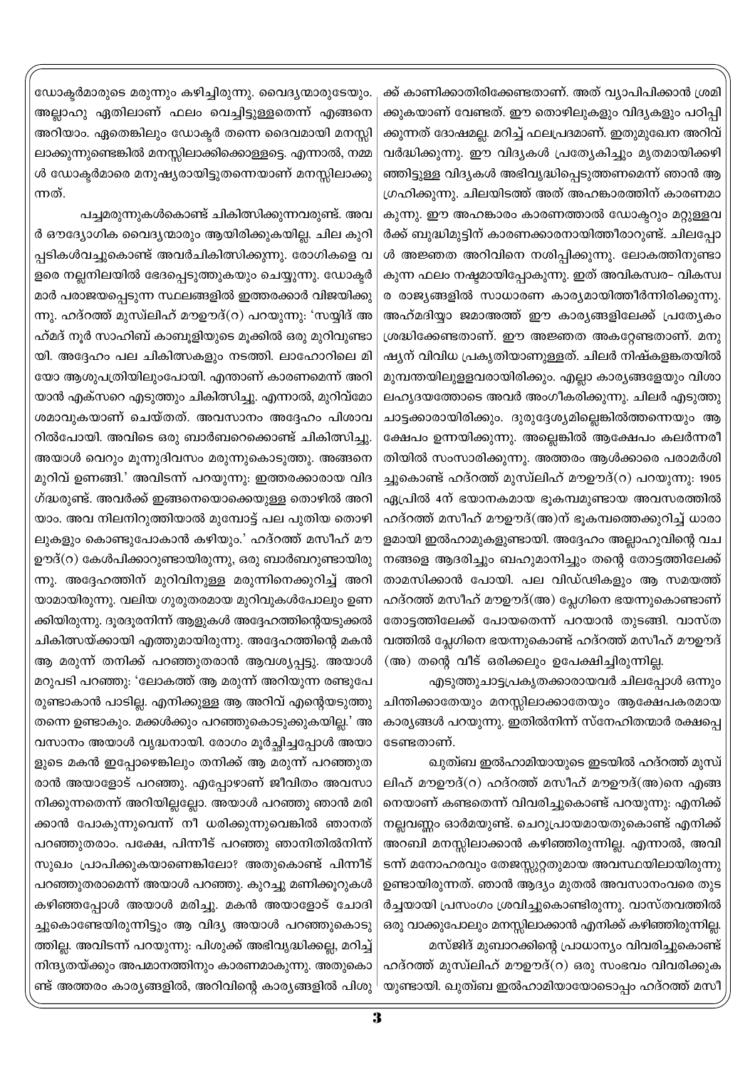ഡോക്ടർമാരുടെ മരുന്നും കഴിച്ചിരുന്നു. വൈദ്യന്മാരുടേയും. അല്ലാഹു ഏതിലാണ് ഫലം വെച്ചിട്ടുള്ളതെന്ന് എങ്ങനെ അറിയാം. ഏതെങ്കിലും ഡോക്ടർ തന്നെ ദൈവമായി മനസ്സിലാക്കുന്നുണ്ടെങ്കിൽ മനസ്സിലാക്കിക്കൊള്ളട്ടെ. എന്നാൽ, നമ്മൾ ഡോക്ടർമാരെ മനുഷ്യരായിട്ടുതന്നെയാണ് മനസ്സിലാക്കുന്നത്.

പച്ചമരുന്നുകൾകൊണ്ട് ചികിത്സിക്കുന്നവരുണ്ട്. അവർ ഔദ്യോഗിക വൈദ്യന്മാരും ആയിരിക്കുകയില്ല. ചില കുറിപ്പടികൾവച്ചുകൊണ്ട് അവർചികിത്സിക്കുന്നു. രോഗികളെ വളരെ നല്ലനിലയിൽ ഭേദപ്പെടുത്തുകയും ചെയ്യുന്നു. ഡോക്ടർമാർ പരാജയപ്പെടുന്ന സ്ഥലങ്ങളിൽ ഇത്തരക്കാർ വിജയിക്കുന്നു. ഹദ്റത്ത് മുസ്‌ലിഹ് മൗഊദ്(റ) പറയുന്നു: 'സയ്യിദ് അഹ്മദ് നൂർ സാഹിബ് കാബൂളിയുടെ മൂക്കിൽ ഒരു മുറിവുണ്ടായി. അദ്ദേഹം പല ചികിത്സകളും നടത്തി. ലാഹോറിലെ മിയോ ആശുപത്രിയിലുംപോയി. എന്താണ് കാരണമെന്ന് അറിയാൻ എക്സറെ എടുത്തും ചികിത്സിച്ചു. എന്നാൽ, മുറിവ്മോശമാവുകയാണ് ചെയ്തത്. അവസാനം അദ്ദേഹം പിശാവറിൽപോയി. അവിടെ ഒരു ബാർബറെക്കൊണ്ട് ചികിത്സിച്ചു. അയാൾ വെറും മൂന്നുദിവസം മരുന്നുകൊടുത്തു. അങ്ങനെ മുറിവ് ഉണങ്ങി.' അവിടന്ന് പറയുന്നു: ഇത്തരക്കാരായ വിദഗ്ദ്ധരുണ്ട്. അവർക്ക് ഇങ്ങനെയൊക്കെയുള്ള തൊഴിൽ അറിയാം. അവ നിലനിറുത്തിയാൽ മുമ്പോട്ട് പല പുതിയ തൊഴിലുകളും കൊണ്ടുപോകാൻ കഴിയും.' ഹദ്റത്ത് മസീഹ് മൗഊദ്(റ) കേൾപിക്കാറുണ്ടായിരുന്നു, ഒരു ബാർബറുണ്ടായിരുന്നു. അദ്ദേഹത്തിന് മുറിവിനുള്ള മരുന്നിനെക്കുറിച്ച് അറിയാമായിരുന്നു. വലിയ ഗുരുതരമായ മുറിവുകൾപോലും ഉണക്കിയിരുന്നു. ദൂരദൂരനിന്ന് ആളുകൾ അദ്ദേഹത്തിന്റെയടുക്കൽ ചികിത്സയ്ക്കായി എത്തുമായിരുന്നു. അദ്ദേഹത്തിന്റെ മകൻ ആ മരുന്ന് തനിക്ക് പറഞ്ഞുതരാൻ ആവശ്യപ്പെട്ടു. അയാൾ മറുപടി പറഞ്ഞു: 'ലോകത്ത് ആ മരുന്ന് അറിയുന്ന രണ്ടുപേരുണ്ടാകാൻ പാടില്ല. എനിക്കുള്ള ആ അറിവ് എന്റെയടുത്തുതന്നെ ഉണ്ടാകും. മക്കൾക്കും പറഞ്ഞുകൊടുക്കുകയില്ല.' അവസാനം അയാൾ വൃദ്ധനായി. രോഗം മൂർച്ഛിച്ചപ്പോൾ അയാളുടെ മകൻ ഇപ്പോഴെങ്കിലും തനിക്ക് ആ മരുന്ന് പറഞ്ഞുതരാൻ അയാളോട് പറഞ്ഞു. എപ്പോഴാണ് ജീവിതം അവസാനിക്കുന്നതെന്ന് അറിയില്ലല്ലോ. അയാൾ പറഞ്ഞു ഞാൻ മരിക്കാൻ പോകുന്നുവെന്ന് നീ ധരിക്കുന്നുവെങ്കിൽ ഞാനത് പറഞ്ഞുതരാം. പക്ഷേ, പിന്നീട് പറഞ്ഞു ഞാനിതിൽനിന്ന് സുഖം പ്രാപിക്കുകയാണെങ്കിലോ? അതുകൊണ്ട് പിന്നീട് പറഞ്ഞുതരാമെന്ന് അയാൾ പറഞ്ഞു. കുറച്ചു മണിക്കൂറുകൾ കഴിഞ്ഞപ്പോൾ അയാൾ മരിച്ചു. മകൻ അയാളോട് ചോദിച്ചുകൊണ്ടേയിരുന്നിട്ടും ആ വിദ്യ അയാൾ പറഞ്ഞുകൊടുത്തില്ല. അവിടന്ന് പറയുന്നു: പിശുക്ക് അഭിവൃദ്ധിക്കല്ല, മറിച്ച് നിന്ദ്യതയ്ക്കും അപമാനത്തിനും കാരണമാകുന്നു. അതുകൊണ്ട് അത്തരം കാര്യങ്ങളിൽ, അറിവിന്റെ കാര്യങ്ങളിൽ പിശുക്ക് കാണിക്കാതിരിക്കേണ്ടതാണ്. അത് വ്യാപിപിക്കാൻ ശ്രമിക്കുകയാണ് വേണ്ടത്. ഈ തൊഴിലുകളും വിദ്യകളും പഠിപ്പിക്കുന്നത് ദോഷമല്ല. മറിച്ച് ഫലപ്രദമാണ്. ഇതുമുഖേന അറിവ് വർദ്ധിക്കുന്നു. ഈ വിദ്യകൾ പ്രത്യേകിച്ചും മൃതമായിക്കഴിഞ്ഞിട്ടുള്ള വിദ്യകൾ അഭിവൃദ്ധിപ്പെടുത്തണമെന്ന് ഞാൻ ആഗ്രഹിക്കുന്നു. ചിലയിടത്ത് അത് അഹങ്കാരത്തിന് കാരണമാകുന്നു. ഈ അഹങ്കാരം കാരണത്താൽ ഡോക്ടറും മറ്റുള്ളവർക്ക് ബുദ്ധിമുട്ടിന് കാരണക്കാരനായിത്തീരാറുണ്ട്. ചിലപ്പോൾ അജ്ഞത അറിവിനെ നശിപ്പിക്കുന്നു. ലോകത്തിനുണ്ടാകുന്ന ഫലം നഷ്ടമായിപ്പോകുന്നു. ഇത് അവികസ്വര- വികസ്വര രാജ്യങ്ങളിൽ സാധാരണ കാര്യമായിത്തീർന്നിരിക്കുന്നു. അഹ്മദിയ്യാ ജമാഅത്ത് ഈ കാര്യങ്ങളിലേക്ക് പ്രത്യേകം ശ്രദ്ധിക്കേണ്ടതാണ്. ഈ അജ്ഞത അകറ്റേണ്ടതാണ്. മനുഷ്യന് വിവിധ പ്രകൃതിയാണുള്ളത്. ചിലർ നിഷ്കളങ്കതയിൽ മുമ്പന്തയിലുള്ളവരായിരിക്കും. എല്ലാ കാര്യങ്ങളേയും വിശാലഹൃദയത്തോടെ അവർ അംഗീകരിക്കുന്നു. ചിലർ എടുത്തുചാട്ടക്കാരായിരിക്കും. ദുരുദ്ദേശ്യമില്ലെങ്കിൽത്തന്നെയും ആക്ഷേപം ഉന്നയിക്കുന്നു. അല്ലെങ്കിൽ ആക്ഷേപം കലർന്നരീതിയിൽ സംസാരിക്കുന്നു. അത്തരം ആൾക്കാരെ പരാമർശിച്ചുകൊണ്ട് ഹദ്റത്ത് മുസ്‌ലിഹ് മൗഊദ്(റ) പറയുന്നു: 1905 ഏപ്രിൽ 4ന് ഭയാനകമായ ഭൂകമ്പമുണ്ടായ അവസരത്തിൽ ഹദ്റത്ത് മസീഹ് മൗഊദ്(അ)ന് ഭൂകമ്പത്തെക്കുറിച്ച് ധാരാളമായി ഇൽഹാമുകളുണ്ടായി. അദ്ദേഹം അല്ലാഹുവിന്റെ വചനങ്ങളെ ആദരിച്ചും ബഹുമാനിച്ചും തന്റെ തോട്ടത്തിലേക്ക് താമസിക്കാൻ പോയി. പല വിഡ്ഢികളും ആ സമയത്ത് ഹദ്റത്ത് മസീഹ് മൗഊദ്(അ) പ്ലേഗിനെ ഭയന്നുകൊണ്ടാണ് തോട്ടത്തിലേക്ക് പോയതെന്ന് പറയാൻ തുടങ്ങി. വാസ്തവത്തിൽ പ്ലേഗിനെ ഭയന്നുകൊണ്ട് ഹദ്റത്ത് മസീഹ് മൗഊദ്(അ) തന്റെ വീട് ഒരിക്കലും ഉപേക്ഷിച്ചിരുന്നില്ല.

എടുത്തുചാട്ടപ്രകൃതക്കാരായവർ ചിലപ്പോൾ ഒന്നും ചിന്തിക്കാതേയും മനസ്സിലാക്കാതേയും ആക്ഷേപകരമായ കാര്യങ്ങൾ പറയുന്നു. ഇതിൽനിന്ന് സ്നേഹിതന്മാർ രക്ഷപ്പെടേണ്ടതാണ്.

ഖുത്ബ ഇൽഹാമിയായുടെ ഇടയിൽ ഹദ്റത്ത് മുസ്‌ലിഹ് മൗഊദ്(റ) ഹദ്റത്ത് മസീഹ് മൗഊദ്(അ)നെ എങ്ങനെയാണ് കണ്ടതെന്ന് വിവരിച്ചുകൊണ്ട് പറയുന്നു: എനിക്ക് നല്ലവണ്ണം ഓർമയുണ്ട്. ചെറുപ്രായമായതുകൊണ്ട് എനിക്ക് അറബി മനസ്സിലാക്കാൻ കഴിഞ്ഞിരുന്നില്ല. എന്നാൽ, അവിടന്ന് മനോഹരവും തേജസ്സുറ്റതുമായ അവസ്ഥയിലായിരുന്നു ഉണ്ടായിരുന്നത്. ഞാൻ ആദ്യം മുതൽ അവസാനംവരെ തുടർച്ചയായി പ്രസംഗം ശ്രവിച്ചുകൊണ്ടിരുന്നു. വാസ്തവത്തിൽ ഒരു വാക്കുപോലും മനസ്സിലാക്കാൻ എനിക്ക് കഴിഞ്ഞിരുന്നില്ല.

മസ്ജിദ് മുബാറക്കിന്റെ പ്രാധാന്യം വിവരിച്ചുകൊണ്ട് ഹദ്റത്ത് മുസ്‌ലിഹ് മൗഊദ്(റ) ഒരു സംഭവം വിവരിക്കുകയുണ്ടായി. ഖുത്ബ ഇൽഹാമിയായോടൊപ്പം ഹദ്റത്ത് മസീ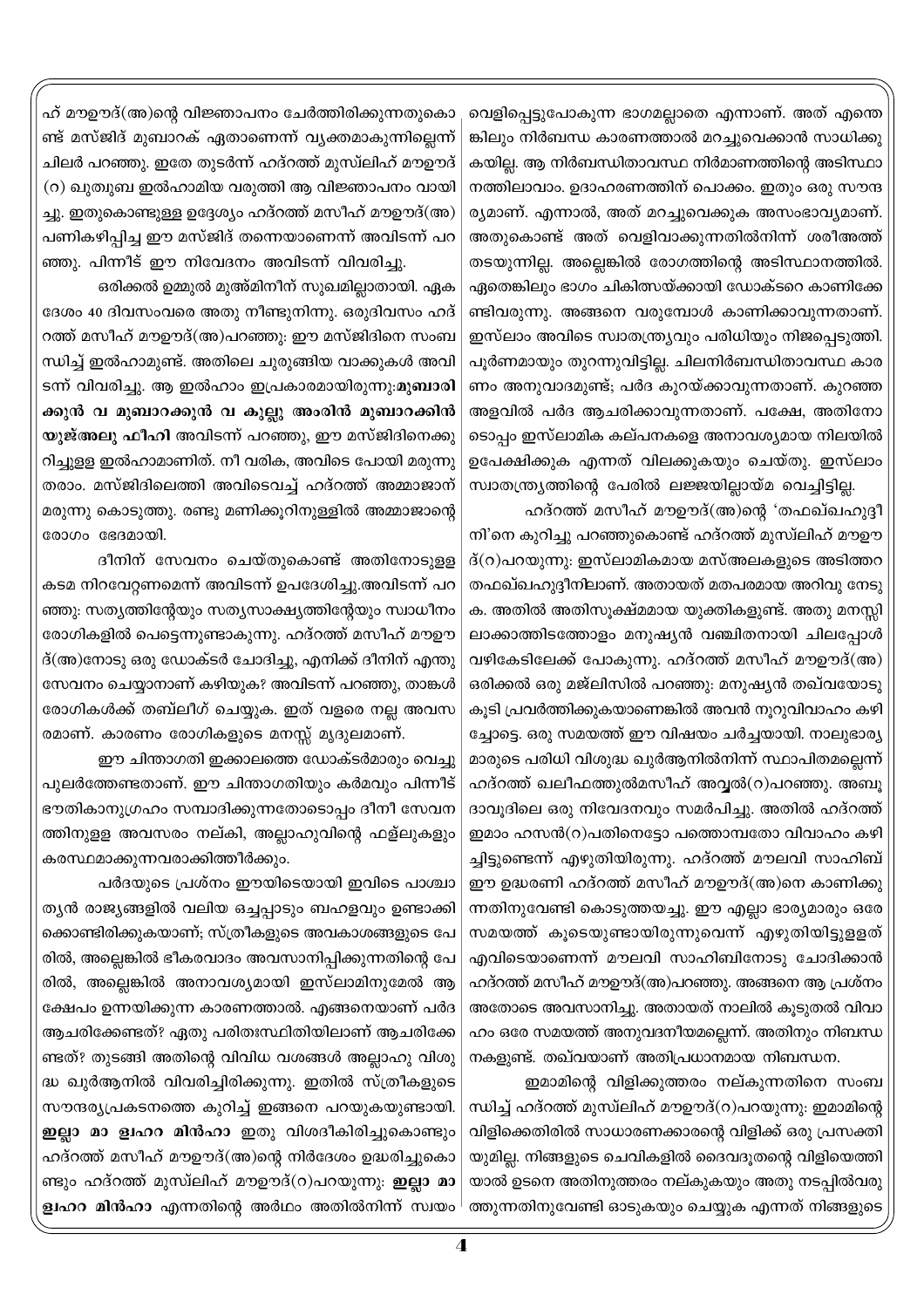ഹ് മൗഊദ്(അ)ന്റെ വിജ്ഞാപനം ചേർത്തിരിക്കുന്നതുകൊണ്ട് മസ്ജിദ് മുബാറക് ഏതാണെന്ന് വ്യക്തമാകുന്നില്ലെന്ന് ചിലർ പറഞ്ഞു. ഇതേ തുടർന്ന് ഹദ്റത്ത് മുസ്‌ലിഹ് മൗഊദ് (റ) ഖുത്വുബ ഇൽഹാമിയ വരുത്തി ആ വിജ്ഞാപനം വായിച്ചു. ഇതുകൊണ്ടുള്ള ഉദ്ദേശ്യം ഹദ്റത്ത് മസീഹ് മൗഊദ്(അ) പണികഴിപ്പിച്ച ഈ മസ്ജിദ് തന്നെയാണെന്ന് അവിടന്ന് പറഞ്ഞു. പിന്നീട് ഈ നിവേദനം അവിടന്ന് വിവരിച്ചു.

ഒരിക്കൽ ഉമ്മുൽ മുഅ്മിനീന് സുഖമില്ലാതായി. ഏകദേശം 40 ദിവസംവരെ അതു നീണ്ടുനിന്നു. ഒരുദിവസം ഹദ്റത്ത് മസീഹ് മൗഊദ്(അ)പറഞ്ഞു: ഈ മസ്ജിദിനെ സംബന്ധിച്ച് ഇൽഹാമുണ്ട്. അതിലെ ചുരുങ്ങിയ വാക്കുകൾ അവിടന്ന് വിവരിച്ചു. ആ ഇൽഹാം ഇപ്രകാരമായിരുന്നു:**മുബാരിക്കുൻ വ മുബാറക്കുൻ വ കുല്ലു അംരിൻ മുബാറക്കിൻ യുജ്അലു ഫീഹി** അവിടന്ന് പറഞ്ഞു, ഈ മസ്ജിദിനെക്കുറിച്ചുള്ള ഇൽഹാമാണിത്. നീ വരിക, അവിടെ പോയി മരുന്നു തരാം. മസ്ജിദിലെത്തി അവിടെവച്ച് ഹദ്റത്ത് അമ്മാജാന് മരുന്നു കൊടുത്തു. രണ്ടു മണിക്കൂറിനുള്ളിൽ അമ്മാജാന്റെ രോഗം ഭേദമായി.

ദീനിന് സേവനം ചെയ്തുകൊണ്ട് അതിനോടുള്ള കടമ നിറവേറ്റണമെന്ന് അവിടന്ന് ഉപദേശിച്ചു.അവിടന്ന് പറഞ്ഞു: സത്യത്തിന്റേയും സത്യസാക്ഷ്യത്തിന്റേയും സ്വാധീനം രോഗികളിൽ പെട്ടെന്നുണ്ടാകുന്നു. ഹദ്റത്ത് മസീഹ് മൗഊദ്(അ)നോടു ഒരു ഡോക്ടർ ചോദിച്ചു, എനിക്ക് ദീനിന് എന്തു സേവനം ചെയ്യാനാണ് കഴിയുക? അവിടന്ന് പറഞ്ഞു, താങ്കൾ രോഗികൾക്ക് തബ്‌ലീഗ് ചെയ്യുക. ഇത് വളരെ നല്ല അവസരമാണ്. കാരണം രോഗികളുടെ മനസ്സ് മൃദുലമാണ്.

ഈ ചിന്താഗതി ഇക്കാലത്തെ ഡോക്ടർമാരും വെച്ചുപുലർത്തേണ്ടതാണ്. ഈ ചിന്താഗതിയും കർമവും പിന്നീട് ഭൗതികാനുഗ്രഹം സമ്പാദിക്കുന്നതോടൊപ്പം ദീനീ സേവനത്തിനുള്ള അവസരം നല്കി, അല്ലാഹുവിന്റെ ഫള്‌ലുകളും കരസ്ഥമാക്കുന്നവരാക്കിത്തീർക്കും.

പർദയുടെ പ്രശ്നം ഈയിടെയായി ഇവിടെ പാശ്ചാത്യൻ രാജ്യങ്ങളിൽ വലിയ ഒച്ചപ്പാടും ബഹളവും ഉണ്ടാക്കിക്കൊണ്ടിരിക്കുകയാണ്; സ്ത്രീകളുടെ അവകാശങ്ങളുടെ പേരിൽ, അല്ലെങ്കിൽ ഭീകരവാദം അവസാനിപ്പിക്കുന്നതിന്റെ പേരിൽ, അല്ലെങ്കിൽ അനാവശ്യമായി ഇസ്‌ലാമിനുമേൽ ആക്ഷേപം ഉന്നയിക്കുന്ന കാരണത്താൽ. എങ്ങനെയാണ് പർദ ആചരിക്കേണ്ടത്? ഏതു പരിതഃസ്ഥിതിയിലാണ് ആചരിക്കേണ്ടത്? തുടങ്ങി അതിന്റെ വിവിധ വശങ്ങൾ അല്ലാഹു വിശുദ്ധ ഖുർആനിൽ വിവരിച്ചിരിക്കുന്നു. ഇതിൽ സ്ത്രീകളുടെ സൗന്ദര്യപ്രകടനത്തെ കുറിച്ച് ഇങ്ങനെ പറയുകയുണ്ടായി. **ഇല്ലാ മാ ളഹറ മിൻഹാ** ഇതു വിശദീകരിച്ചുകൊണ്ടും ഹദ്റത്ത് മസീഹ് മൗഊദ്(അ)ന്റെ നിർദേശം ഉദ്ധരിച്ചുകൊണ്ടും ഹദ്റത്ത് മുസ്‌ലിഹ് മൗഊദ്(റ)പറയുന്നു: **ഇല്ലാ മാ ളഹറ മിൻഹാ** എന്നതിന്റെ അർഥം അതിൽനിന്ന് സ്വയം വെളിപ്പെട്ടുപോകുന്ന ഭാഗമല്ലാതെ എന്നാണ്. അത് എന്തെങ്കിലും നിർബന്ധ കാരണത്താൽ മറച്ചുവെക്കാൻ സാധിക്കുകയില്ല. ആ നിർബന്ധിതാവസ്ഥ നിർമാണത്തിന്റെ അടിസ്ഥാനത്തിലാവാം. ഉദാഹരണത്തിന് പൊക്കം. ഇതും ഒരു സൗന്ദര്യമാണ്. എന്നാൽ, അത് മറച്ചുവെക്കുക അസംഭാവ്യമാണ്. അതുകൊണ്ട് അത് വെളിവാക്കുന്നതിൽനിന്ന് ശരീഅത്ത് തടയുന്നില്ല. അല്ലെങ്കിൽ രോഗത്തിന്റെ അടിസ്ഥാനത്തിൽ. ഏതെങ്കിലും ഭാഗം ചികിത്സയ്ക്കായി ഡോക്ടറെ കാണിക്കേണ്ടിവരുന്നു. അങ്ങനെ വരുമ്പോൾ കാണിക്കാവുന്നതാണ്. ഇസ്‌ലാം അവിടെ സ്വാതന്ത്ര്യവും പരിധിയും നിജപ്പെടുത്തി. പൂർണമായും തുറന്നുവിട്ടില്ല. ചിലനിർബന്ധിതാവസ്ഥ കാരണം അനുവാദമുണ്ട്; പർദ കുറയ്ക്കാവുന്നതാണ്. കുറഞ്ഞ അളവിൽ പർദ ആചരിക്കാവുന്നതാണ്. പക്ഷേ, അതിനോടൊപ്പം ഇസ്‌ലാമിക കല്പനകളെ അനാവശ്യമായ നിലയിൽ ഉപേക്ഷിക്കുക എന്നത് വിലക്കുകയും ചെയ്തു. ഇസ്‌ലാം സ്വാതന്ത്ര്യത്തിന്റെ പേരിൽ ലജ്ജയില്ലായ്മ വെച്ചിട്ടില്ല.

ഹദ്റത്ത് മസീഹ് മൗഊദ്(അ)ന്റെ 'തഫഖ്ഖഹുദ്ദീനി'നെ കുറിച്ചു പറഞ്ഞുകൊണ്ട് ഹദ്റത്ത് മുസ്‌ലിഹ് മൗഊദ്(റ)പറയുന്നു: ഇസ്‌ലാമികമായ മസ്അലകളുടെ അടിത്തറ തഫഖ്ഖഹുദ്ദീനിലാണ്. അതായത് മതപരമായ അറിവു നേടുക. അതിൽ അതിസൂക്ഷ്മമായ യുക്തികളുണ്ട്. അതു മനസ്സിലാക്കാത്തിടത്തോളം മനുഷ്യൻ വഞ്ചിതനായി ചിലപ്പോൾ വഴികേടിലേക്ക് പോകുന്നു. ഹദ്റത്ത് മസീഹ് മൗഊദ്(അ) ഒരിക്കൽ ഒരു മജ്‌ലിസിൽ പറഞ്ഞു: മനുഷ്യൻ തഖ്‌വയോടുകൂടി പ്രവർത്തിക്കുകയാണെങ്കിൽ അവൻ നൂറുവിവാഹം കഴിച്ചോട്ടെ. ഒരു സമയത്ത് ഈ വിഷയം ചർച്ചയായി. നാലുഭാര്യമാരുടെ പരിധി വിശുദ്ധ ഖുർആനിൽനിന്ന് സ്ഥാപിതമല്ലെന്ന് ഹദ്റത്ത് ഖലീഫത്തുൽമസീഹ് അവ്വൽ(റ)പറഞ്ഞു. അബൂദാവൂദിലെ ഒരു നിവേദനവും സമർപിച്ചു. അതിൽ ഹദ്റത്ത് ഇമാം ഹസൻ(റ)പതിനെട്ടോ പത്തൊമ്പതോ വിവാഹം കഴിച്ചിട്ടുണ്ടെന്ന് എഴുതിയിരുന്നു. ഹദ്റത്ത് മൗലവി സാഹിബ് ഈ ഉദ്ധരണി ഹദ്റത്ത് മസീഹ് മൗഊദ്(അ)നെ കാണിക്കുന്നതിനുവേണ്ടി കൊടുത്തയച്ചു. ഈ എല്ലാ ഭാര്യമാരും ഒരേ സമയത്ത് കൂടെയുണ്ടായിരുന്നുവെന്ന് എഴുതിയിട്ടുള്ളത് എവിടെയാണെന്ന് മൗലവി സാഹിബിനോടു ചോദിക്കാൻ ഹദ്റത്ത് മസീഹ് മൗഊദ്(അ)പറഞ്ഞു. അങ്ങനെ ആ പ്രശ്നം അതോടെ അവസാനിച്ചു. അതായത് നാലിൽ കൂടുതൽ വിവാഹം ഒരേ സമയത്ത് അനുവദനീയമല്ലെന്ന്. അതിനും നിബന്ധനകളുണ്ട്. തഖ്‌വയാണ് അതിപ്രധാനമായ നിബന്ധന.

ഇമാമിന്റെ വിളിക്കുത്തരം നല്കുന്നതിനെ സംബന്ധിച്ച് ഹദ്റത്ത് മുസ്‌ലിഹ് മൗഊദ്(റ)പറയുന്നു: ഇമാമിന്റെ വിളിക്കെതിരിൽ സാധാരണക്കാരന്റെ വിളിക്ക് ഒരു പ്രസക്തിയുമില്ല. നിങ്ങളുടെ ചെവികളിൽ ദൈവദൂതന്റെ വിളിയെത്തിയാൽ ഉടനെ അതിനുത്തരം നല്കുകയും അതു നടപ്പിൽവരുത്തുന്നതിനുവേണ്ടി ഓടുകയും ചെയ്യുക എന്നത് നിങ്ങളുടെ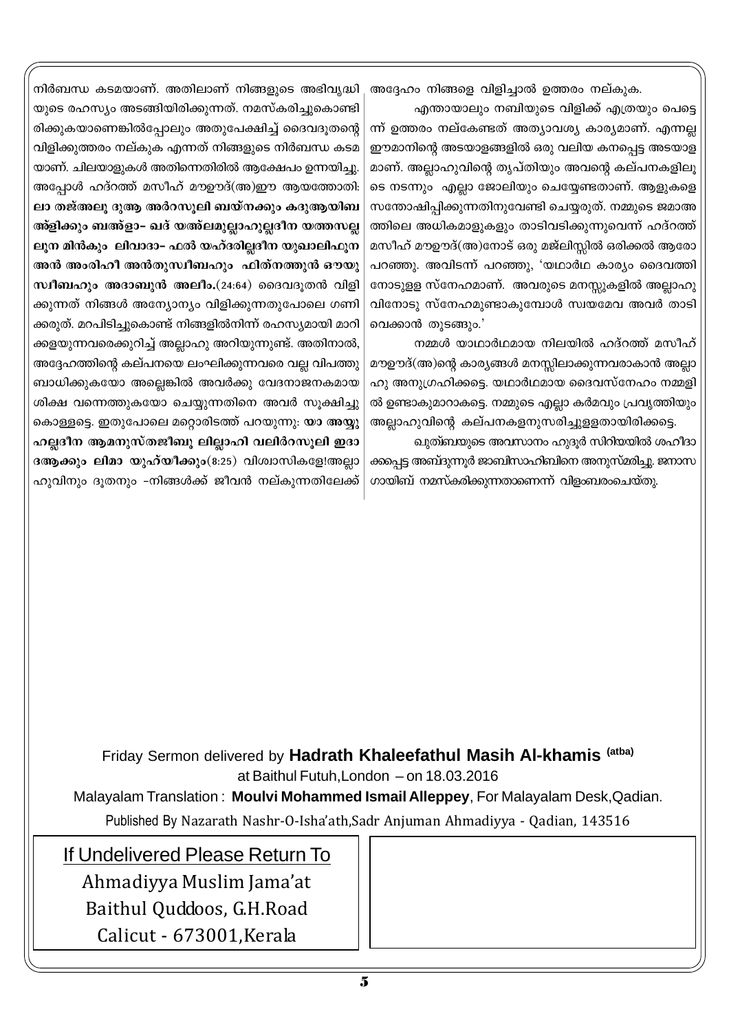നിർബന്ധ കടമയാണ്. അതിലാണ് നിങ്ങളുടെ അഭിവൃദ്ധിയുടെ രഹസ്യം അടങ്ങിയിരിക്കുന്നത്. നമസ്കരിച്ചുകൊണ്ടിരിക്കുകയാണെങ്കിൽപ്പോലും അതുപേക്ഷിച്ച് ദൈവദൂതന്റെ വിളിക്കുത്തരം നല്കുക എന്നത് നിങ്ങളുടെ നിർബന്ധ കടമയാണ്. ചിലയാളുകൾ അതിന്നെതിരിൽ ആക്ഷേപം ഉന്നയിച്ചു. അപ്പോൾ ഹദ്റത്ത് മസീഹ് മൗഊദ്(അ)ഈ ആയത്തോതി: **ലാ തജ്അലൂ ദുആ അർറസൂലി ബയ്നക്കും കദുആയിബഅ്ളിക്കും ബഅ്ളാ– ഖദ് യഅ്ലമുല്ലാഹുല്ലദീന യതസല്ലലൂന മിൻകും ലിവാദാ– ഫൽ യഹ്ദരില്ലദീന യുഖാലിഫൂന അൻ അംരിഹീ അൻതുസീബഹും ഫിത്നത്തുൻ ഔയുസീബഹും അദാബുൻ അലീം.**(24:64) ദൈവദൂതൻ വിളിക്കുന്നത് നിങ്ങൾ അന്യോന്യം വിളിക്കുന്നതുപോലെ ഗണിക്കരുത്. മറപിടിച്ചുകൊണ്ട് നിങ്ങളിൽനിന്ന് രഹസ്യമായി മാറിക്കളയുന്നവരെക്കുറിച്ച് അല്ലാഹു അറിയുന്നുണ്ട്. അതിനാൽ, അദ്ദേഹത്തിന്റെ കല്പനയെ ലംഘിക്കുന്നവരെ വല്ല വിപത്തു ബാധിക്കുകയോ അല്ലെങ്കിൽ അവർക്കു വേദനാജനകമായ ശിക്ഷ വന്നെത്തുകയോ ചെയ്യുന്നതിനെ അവർ സൂക്ഷിച്ചുകൊള്ളട്ടെ. ഇതുപോലെ മറ്റൊരിടത്ത് പറയുന്നു: **യാ അയ്യുഹല്ലദീന ആമനുസ്തജീബൂ ലില്ലാഹി വലിർറസൂലി ഇദാ ദആക്കും ലിമാ യുഹ്‌യീക്കും**(8:25) വിശ്വാസികളേ!അല്ലാഹുവിനും ദൂതനും –നിങ്ങൾക്ക് ജീവൻ നല്കുന്നതിലേക്ക് അദ്ദേഹം നിങ്ങളെ വിളിച്ചാൽ ഉത്തരം നല്കുക.

എന്തായാലും നബിയുടെ വിളിക്ക് എത്രയും പെട്ടെന്ന് ഉത്തരം നല്കേണ്ടത് അത്യാവശ്യ കാര്യമാണ്. എന്നല്ല ഈമാനിന്റെ അടയാളങ്ങളിൽ ഒരു വലിയ കനപ്പെട്ട അടയാളമാണ്. അല്ലാഹുവിന്റെ തൃപ്തിയും അവന്റെ കല്പനകളിലൂടെ നടന്നും എല്ലാ ജോലിയും ചെയ്യേണ്ടതാണ്. ആളുകളെ സന്തോഷിപ്പിക്കുന്നതിനുവേണ്ടി ചെയ്യരുത്. നമ്മുടെ ജമാഅത്തിലെ അധികമാളുകളും താടിവടിക്കുന്നുവെന്ന് ഹദ്റത്ത് മസീഹ് മൗഊദ്(അ)നോട് ഒരു മജ്‌ലിസ്സിൽ ഒരിക്കൽ ആരോ പറഞ്ഞു. അവിടന്ന് പറഞ്ഞു, 'യഥാർഥ കാര്യം ദൈവത്തിനോടുള്ള സ്നേഹമാണ്. അവരുടെ മനസ്സുകളിൽ അല്ലാഹുവിനോടു സ്നേഹമുണ്ടാകുമ്പോൾ സ്വയമേവ അവർ താടി വെക്കാൻ തുടങ്ങും.'

നമ്മൾ യാഥാർഥമായ നിലയിൽ ഹദ്റത്ത് മസീഹ് മൗഊദ്(അ)ന്റെ കാര്യങ്ങൾ മനസ്സിലാക്കുന്നവരാകാൻ അല്ലാഹു അനുഗ്രഹിക്കട്ടെ. യഥാർഥമായ ദൈവസ്നേഹം നമ്മളിൽ ഉണ്ടാകുമാറാകട്ടെ. നമ്മുടെ എല്ലാ കർമവും പ്രവൃത്തിയും അല്ലാഹുവിന്റെ കല്പനകളനുസരിച്ചുള്ളതായിരിക്കട്ടെ.

ഖുത്ബയുടെ അവസാനം ഹുദൂർ സിറിയയിൽ ശഹീദാക്കപ്പെട്ട അബ്ദുന്നൂർ ജാബിസാഹിബിനെ അനുസ്മരിച്ചു. ജനാസ ഗായിബ് നമസ്കരിക്കുന്നതാണെന്ന് വിളംബരംചെയ്തു.

Friday Sermon delivered by **Hadrath Khaleefathul Masih Al-khamis** (atba)
at Baithul Futuh,London – on 18.03.2016
Malayalam Translation : **Moulvi Mohammed Ismail Alleppey**, For Malayalam Desk,Qadian.
Published By Nazarath Nashr-O-Isha'ath,Sadr Anjuman Ahmadiyya - Qadian, 143516

If Undelivered Please Return To
Ahmadiyya Muslim Jama'at
Baithul Quddoos, G.H.Road
Calicut - 673001,Kerala